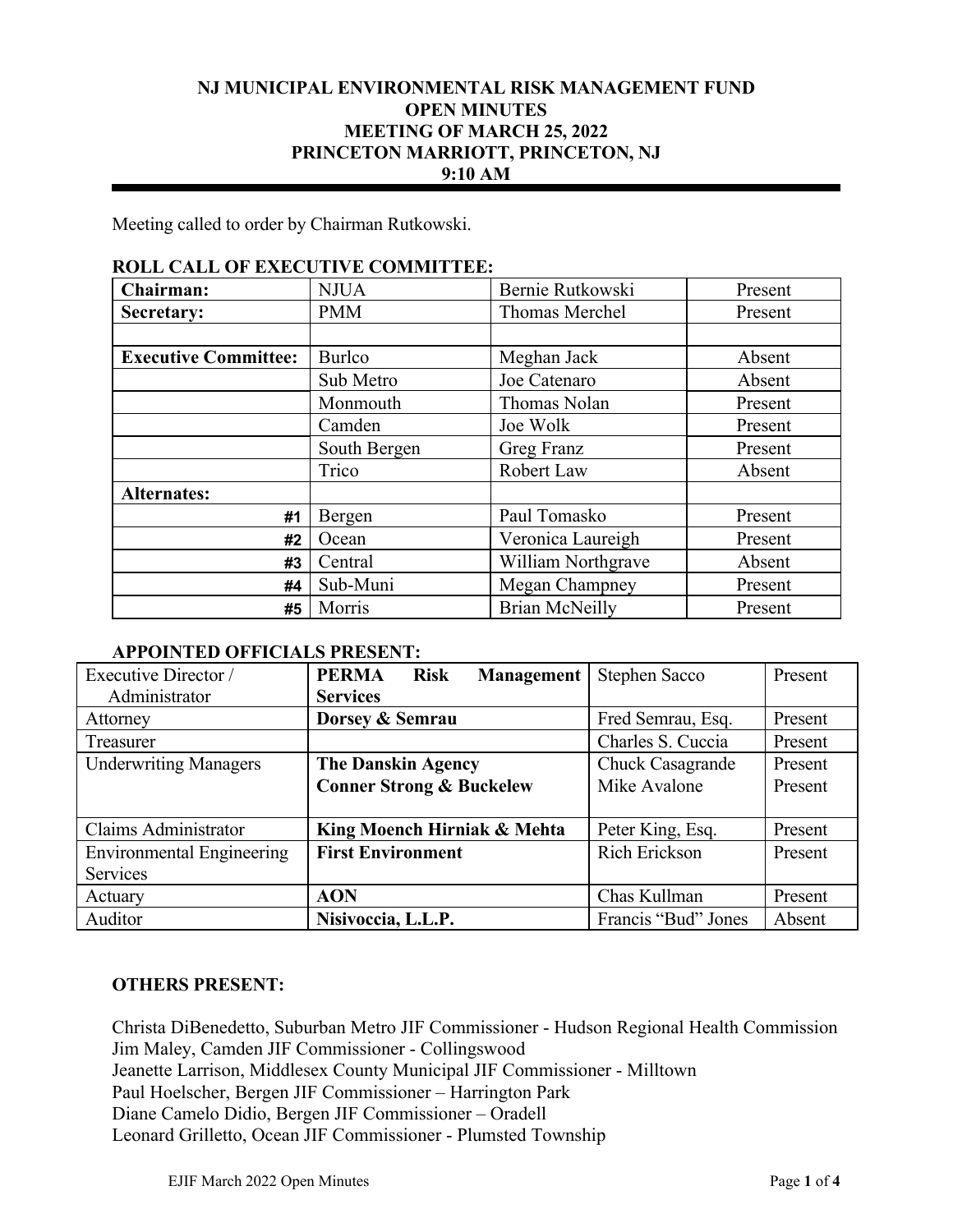**NJ MUNICIPAL ENVIRONMENTAL RISK MANAGEMENT FUND**
**OPEN MINUTES**
**MEETING OF MARCH 25, 2022**
**PRINCETON MARRIOTT, PRINCETON, NJ**
**9:10 AM**

Meeting called to order by Chairman Rutkowski.

**ROLL CALL OF EXECUTIVE COMMITTEE:**

| | | | |
|---|---|---|---|
| **Chairman:** | NJUA | Bernie Rutkowski | Present |
| **Secretary:** | PMM | Thomas Merchel | Present |
| | | | |
| **Executive Committee:** | Burlco | Meghan Jack | Absent |
| | Sub Metro | Joe Catenaro | Absent |
| | Monmouth | Thomas Nolan | Present |
| | Camden | Joe Wolk | Present |
| | South Bergen | Greg Franz | Present |
| | Trico | Robert Law | Absent |
| **Alternates:** | | | |
| **#1** | Bergen | Paul Tomasko | Present |
| **#2** | Ocean | Veronica Laureigh | Present |
| **#3** | Central | William Northgrave | Absent |
| **#4** | Sub-Muni | Megan Champney | Present |
| **#5** | Morris | Brian McNeilly | Present |

**APPOINTED OFFICIALS PRESENT:**

| | | | |
|---|---|---|---|
| Executive Director / Administrator | **PERMA Risk Management Services** | Stephen Sacco | Present |
| Attorney | **Dorsey & Semrau** | Fred Semrau, Esq. | Present |
| Treasurer | | Charles S. Cuccia | Present |
| Underwriting Managers | **The Danskin Agency**<br>**Conner Strong & Buckelew** | Chuck Casagrande<br>Mike Avalone | Present<br>Present |
| Claims Administrator | **King Moench Hirniak & Mehta** | Peter King, Esq. | Present |
| Environmental Engineering Services | **First Environment** | Rich Erickson | Present |
| Actuary | **AON** | Chas Kullman | Present |
| Auditor | **Nisivoccia, L.L.P.** | Francis "Bud" Jones | Absent |

**OTHERS PRESENT:**

Christa DiBenedetto, Suburban Metro JIF Commissioner - Hudson Regional Health Commission
Jim Maley, Camden JIF Commissioner - Collingswood
Jeanette Larrison, Middlesex County Municipal JIF Commissioner - Milltown
Paul Hoelscher, Bergen JIF Commissioner – Harrington Park
Diane Camelo Didio, Bergen JIF Commissioner – Oradell
Leonard Grilletto, Ocean JIF Commissioner - Plumsted Township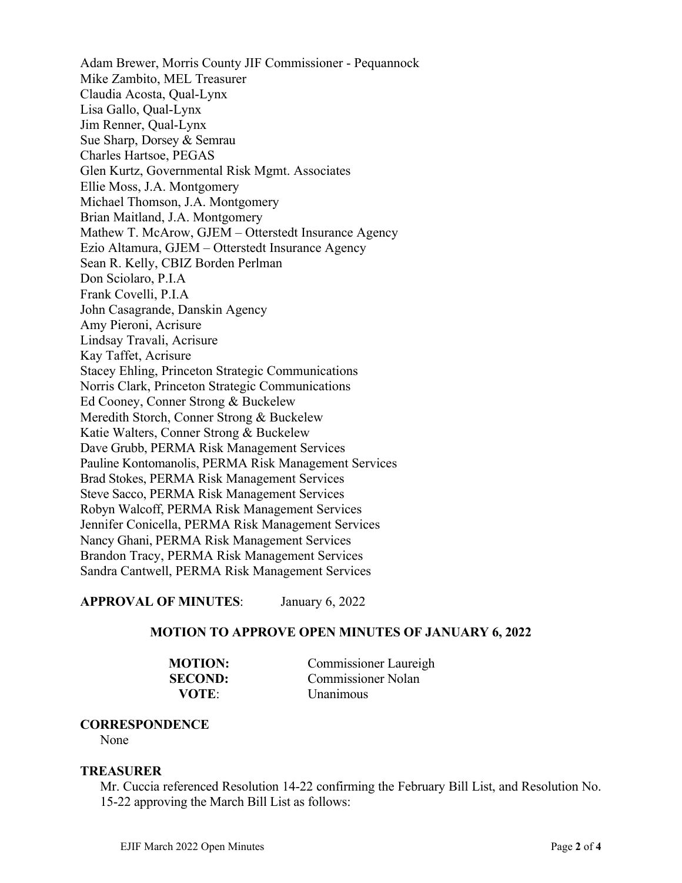Adam Brewer, Morris County JIF Commissioner - Pequannock
Mike Zambito, MEL Treasurer
Claudia Acosta, Qual-Lynx
Lisa Gallo, Qual-Lynx
Jim Renner, Qual-Lynx
Sue Sharp, Dorsey & Semrau
Charles Hartsoe, PEGAS
Glen Kurtz, Governmental Risk Mgmt. Associates
Ellie Moss, J.A. Montgomery
Michael Thomson, J.A. Montgomery
Brian Maitland, J.A. Montgomery
Mathew T. McArow, GJEM – Otterstedt Insurance Agency
Ezio Altamura, GJEM – Otterstedt Insurance Agency
Sean R. Kelly, CBIZ Borden Perlman
Don Sciolaro, P.I.A
Frank Covelli, P.I.A
John Casagrande, Danskin Agency
Amy Pieroni, Acrisure
Lindsay Travali, Acrisure
Kay Taffet, Acrisure
Stacey Ehling, Princeton Strategic Communications
Norris Clark, Princeton Strategic Communications
Ed Cooney, Conner Strong & Buckelew
Meredith Storch, Conner Strong & Buckelew
Katie Walters, Conner Strong & Buckelew
Dave Grubb, PERMA Risk Management Services
Pauline Kontomanolis, PERMA Risk Management Services
Brad Stokes, PERMA Risk Management Services
Steve Sacco, PERMA Risk Management Services
Robyn Walcoff, PERMA Risk Management Services
Jennifer Conicella, PERMA Risk Management Services
Nancy Ghani, PERMA Risk Management Services
Brandon Tracy, PERMA Risk Management Services
Sandra Cantwell, PERMA Risk Management Services

**APPROVAL OF MINUTES**: January 6, 2022

**MOTION TO APPROVE OPEN MINUTES OF JANUARY 6, 2022**

| | |
|---|---|
| **MOTION:** | Commissioner Laureigh |
| **SECOND:** | Commissioner Nolan |
| **VOTE**: | Unanimous |

**CORRESPONDENCE**

None

**TREASURER**

Mr. Cuccia referenced Resolution 14-22 confirming the February Bill List, and Resolution No. 15-22 approving the March Bill List as follows: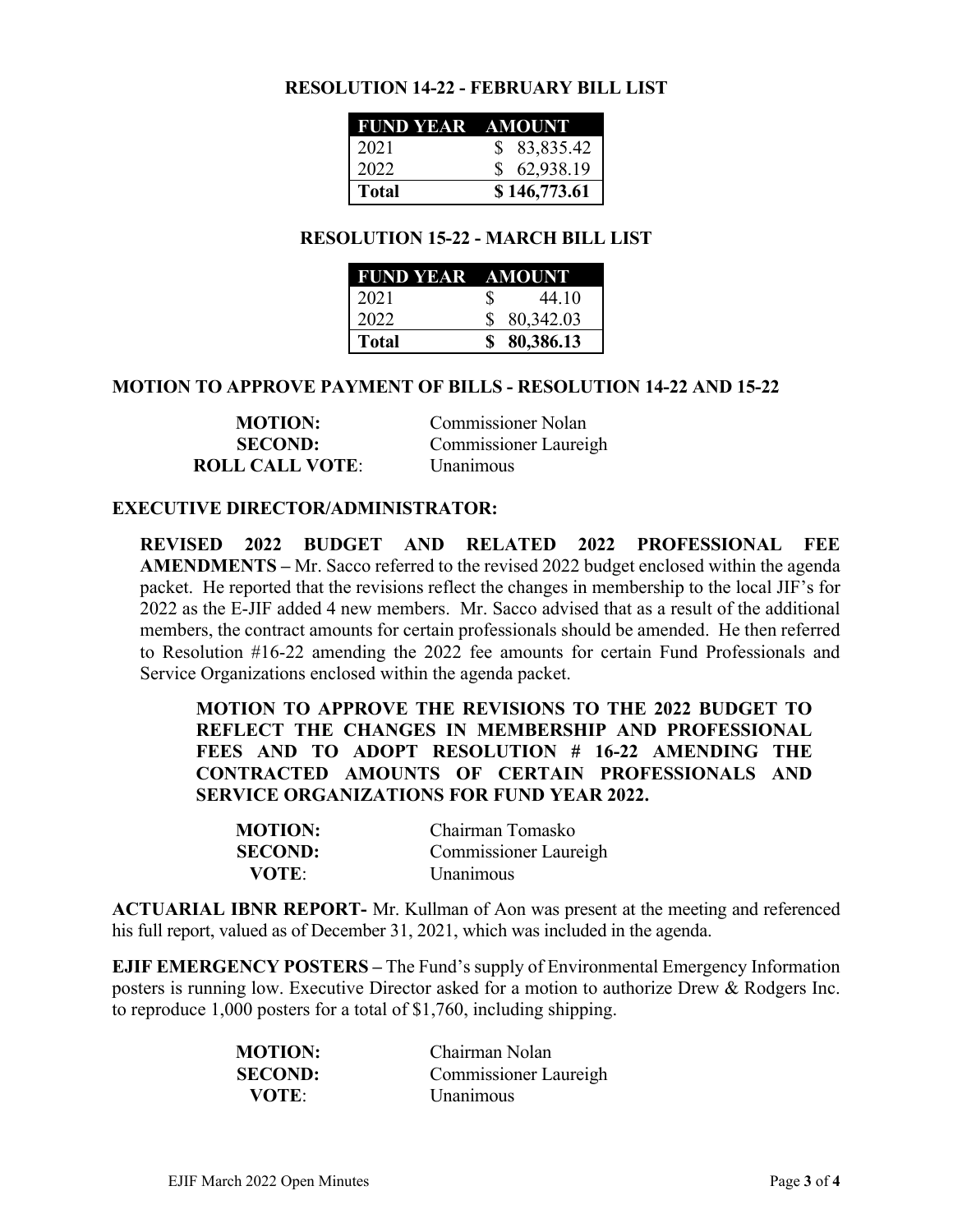**RESOLUTION 14-22 - FEBRUARY BILL LIST**

| FUND YEAR | AMOUNT |
|---|---|
| 2021 | $ 83,835.42 |
| 2022 | $ 62,938.19 |
| **Total** | **$ 146,773.61** |

**RESOLUTION 15-22 - MARCH BILL LIST**

| FUND YEAR | AMOUNT |
|---|---|
| 2021 | $ 44.10 |
| 2022 | $ 80,342.03 |
| **Total** | **$ 80,386.13** |

**MOTION TO APPROVE PAYMENT OF BILLS - RESOLUTION 14-22 AND 15-22**

**MOTION:** Commissioner Nolan
**SECOND:** Commissioner Laureigh
**ROLL CALL VOTE**: Unanimous

**EXECUTIVE DIRECTOR/ADMINISTRATOR:**

**REVISED 2022 BUDGET AND RELATED 2022 PROFESSIONAL FEE AMENDMENTS –** Mr. Sacco referred to the revised 2022 budget enclosed within the agenda packet. He reported that the revisions reflect the changes in membership to the local JIF's for 2022 as the E-JIF added 4 new members. Mr. Sacco advised that as a result of the additional members, the contract amounts for certain professionals should be amended. He then referred to Resolution #16-22 amending the 2022 fee amounts for certain Fund Professionals and Service Organizations enclosed within the agenda packet.

**MOTION TO APPROVE THE REVISIONS TO THE 2022 BUDGET TO REFLECT THE CHANGES IN MEMBERSHIP AND PROFESSIONAL FEES AND TO ADOPT RESOLUTION # 16-22 AMENDING THE CONTRACTED AMOUNTS OF CERTAIN PROFESSIONALS AND SERVICE ORGANIZATIONS FOR FUND YEAR 2022.**

**MOTION:** Chairman Tomasko
**SECOND:** Commissioner Laureigh
**VOTE**: Unanimous

**ACTUARIAL IBNR REPORT-** Mr. Kullman of Aon was present at the meeting and referenced his full report, valued as of December 31, 2021, which was included in the agenda.

**EJIF EMERGENCY POSTERS –** The Fund's supply of Environmental Emergency Information posters is running low. Executive Director asked for a motion to authorize Drew & Rodgers Inc. to reproduce 1,000 posters for a total of $1,760, including shipping.

**MOTION:** Chairman Nolan
**SECOND:** Commissioner Laureigh
**VOTE**: Unanimous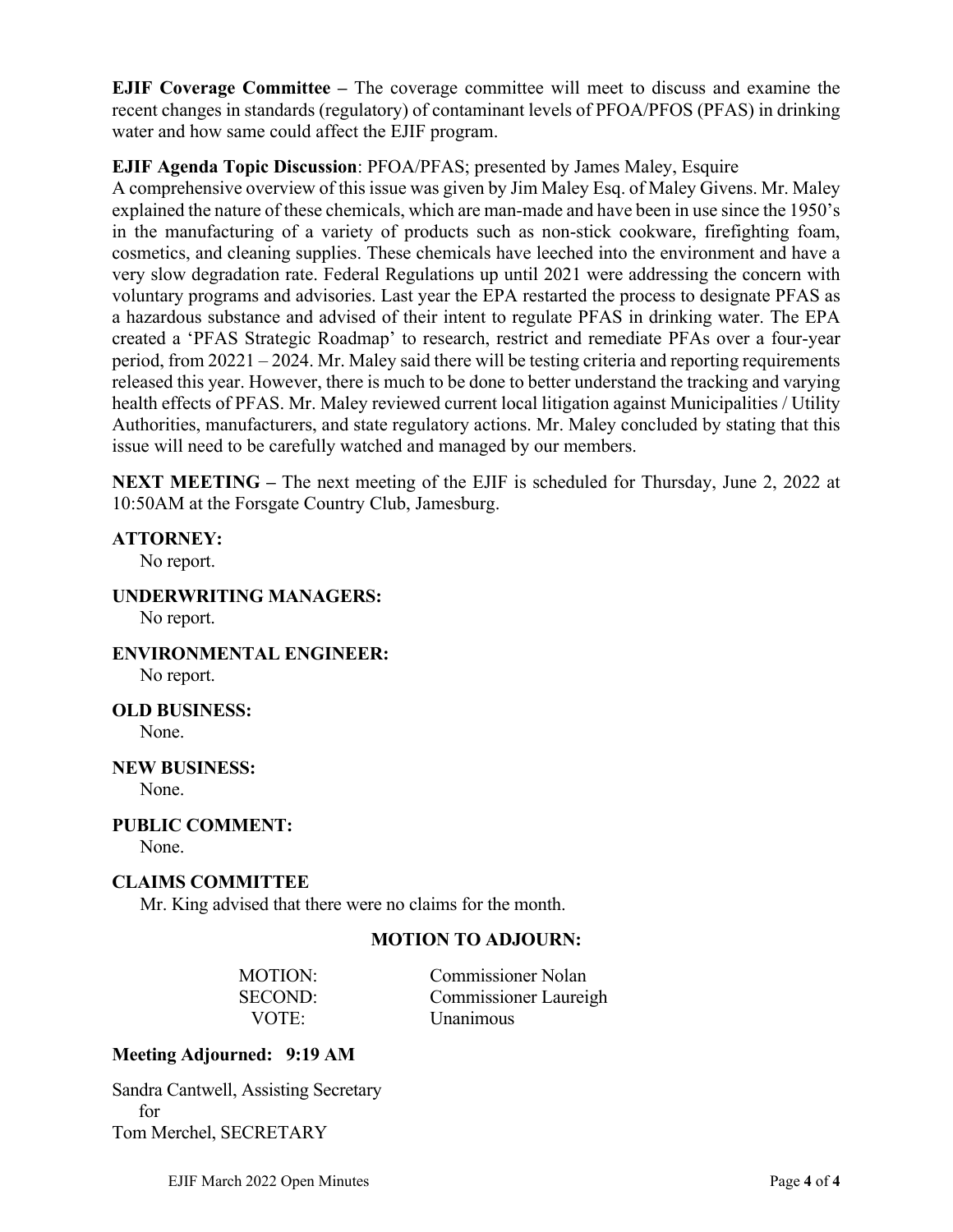**EJIF Coverage Committee –** The coverage committee will meet to discuss and examine the recent changes in standards (regulatory) of contaminant levels of PFOA/PFOS (PFAS) in drinking water and how same could affect the EJIF program.

**EJIF Agenda Topic Discussion**: PFOA/PFAS; presented by James Maley, Esquire

A comprehensive overview of this issue was given by Jim Maley Esq. of Maley Givens. Mr. Maley explained the nature of these chemicals, which are man-made and have been in use since the 1950's in the manufacturing of a variety of products such as non-stick cookware, firefighting foam, cosmetics, and cleaning supplies. These chemicals have leeched into the environment and have a very slow degradation rate. Federal Regulations up until 2021 were addressing the concern with voluntary programs and advisories. Last year the EPA restarted the process to designate PFAS as a hazardous substance and advised of their intent to regulate PFAS in drinking water. The EPA created a 'PFAS Strategic Roadmap' to research, restrict and remediate PFAs over a four-year period, from 20221 – 2024. Mr. Maley said there will be testing criteria and reporting requirements released this year. However, there is much to be done to better understand the tracking and varying health effects of PFAS. Mr. Maley reviewed current local litigation against Municipalities / Utility Authorities, manufacturers, and state regulatory actions. Mr. Maley concluded by stating that this issue will need to be carefully watched and managed by our members.

**NEXT MEETING –** The next meeting of the EJIF is scheduled for Thursday, June 2, 2022 at 10:50AM at the Forsgate Country Club, Jamesburg.

**ATTORNEY:**
No report.

**UNDERWRITING MANAGERS:**
No report.

**ENVIRONMENTAL ENGINEER:**
No report.

**OLD BUSINESS:**
None.

**NEW BUSINESS:**
None.

**PUBLIC COMMENT:**
None.

**CLAIMS COMMITTEE**
Mr. King advised that there were no claims for the month.

**MOTION TO ADJOURN:**

MOTION: Commissioner Nolan
SECOND: Commissioner Laureigh
VOTE: Unanimous

**Meeting Adjourned: 9:19 AM**

Sandra Cantwell, Assisting Secretary
for
Tom Merchel, SECRETARY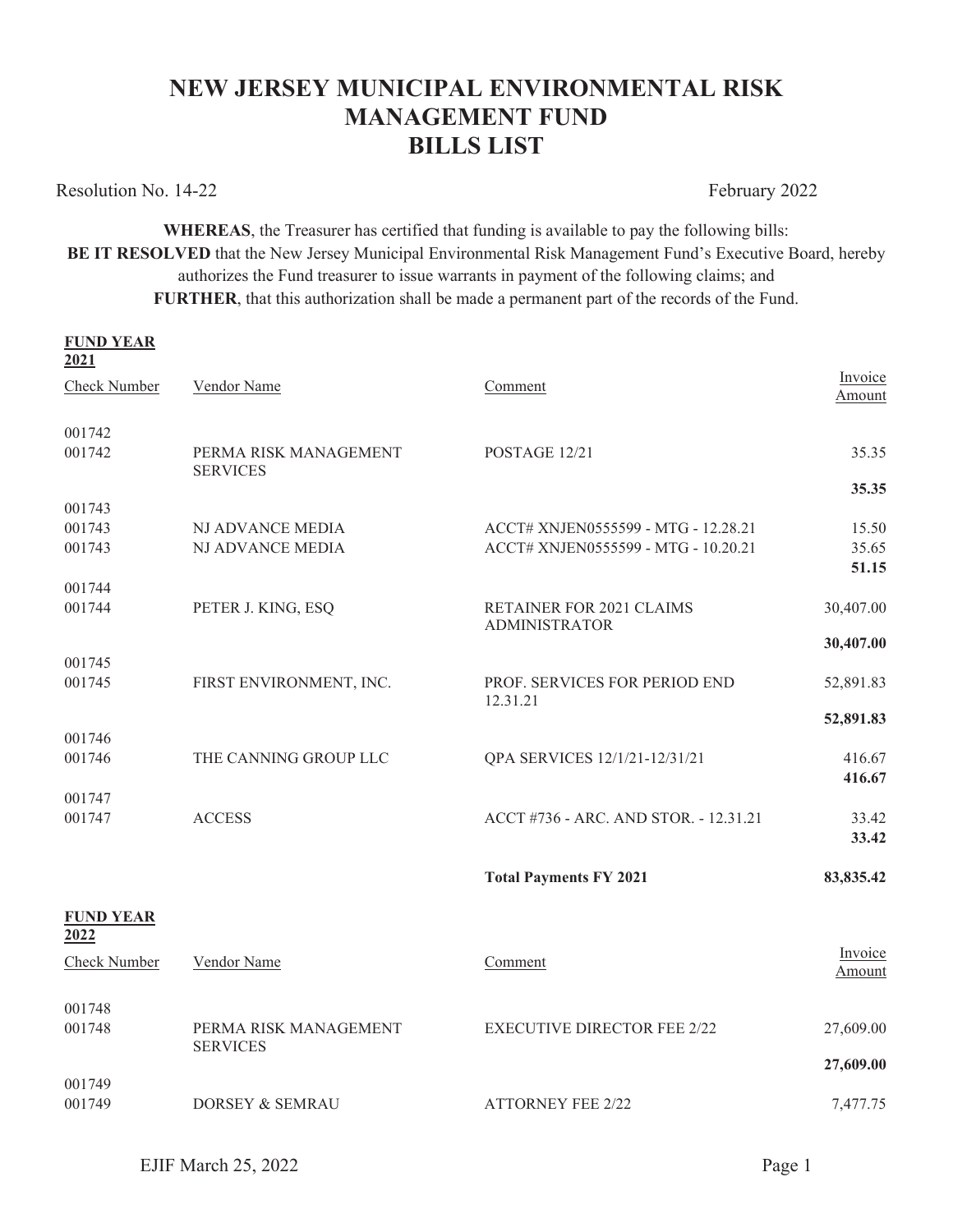# NEW JERSEY MUNICIPAL ENVIRONMENTAL RISK MANAGEMENT FUND
# BILLS LIST

Resolution No. 14-22 February 2022

**WHEREAS**, the Treasurer has certified that funding is available to pay the following bills:
**BE IT RESOLVED** that the New Jersey Municipal Environmental Risk Management Fund's Executive Board, hereby authorizes the Fund treasurer to issue warrants in payment of the following claims; and
**FURTHER**, that this authorization shall be made a permanent part of the records of the Fund.

**FUND YEAR 2021**

| Check Number | Vendor Name | Comment | Invoice Amount |
|---|---|---|---|
| 001742 | | | |
| 001742 | PERMA RISK MANAGEMENT SERVICES | POSTAGE 12/21 | 35.35 |
| | | | **35.35** |
| 001743 | | | |
| 001743 | NJ ADVANCE MEDIA | ACCT# XNJEN0555599 - MTG - 12.28.21 | 15.50 |
| 001743 | NJ ADVANCE MEDIA | ACCT# XNJEN0555599 - MTG - 10.20.21 | 35.65 |
| | | | **51.15** |
| 001744 | | | |
| 001744 | PETER J. KING, ESQ | RETAINER FOR 2021 CLAIMS ADMINISTRATOR | 30,407.00 |
| | | | **30,407.00** |
| 001745 | | | |
| 001745 | FIRST ENVIRONMENT, INC. | PROF. SERVICES FOR PERIOD END 12.31.21 | 52,891.83 |
| | | | **52,891.83** |
| 001746 | | | |
| 001746 | THE CANNING GROUP LLC | QPA SERVICES 12/1/21-12/31/21 | 416.67 |
| | | | **416.67** |
| 001747 | | | |
| 001747 | ACCESS | ACCT #736 - ARC. AND STOR. - 12.31.21 | 33.42 |
| | | | **33.42** |
| | | **Total Payments FY 2021** | **83,835.42** |

**FUND YEAR 2022**

| Check Number | Vendor Name | Comment | Invoice Amount |
|---|---|---|---|
| 001748 | | | |
| 001748 | PERMA RISK MANAGEMENT SERVICES | EXECUTIVE DIRECTOR FEE 2/22 | 27,609.00 |
| | | | **27,609.00** |
| 001749 | | | |
| 001749 | DORSEY & SEMRAU | ATTORNEY FEE 2/22 | 7,477.75 |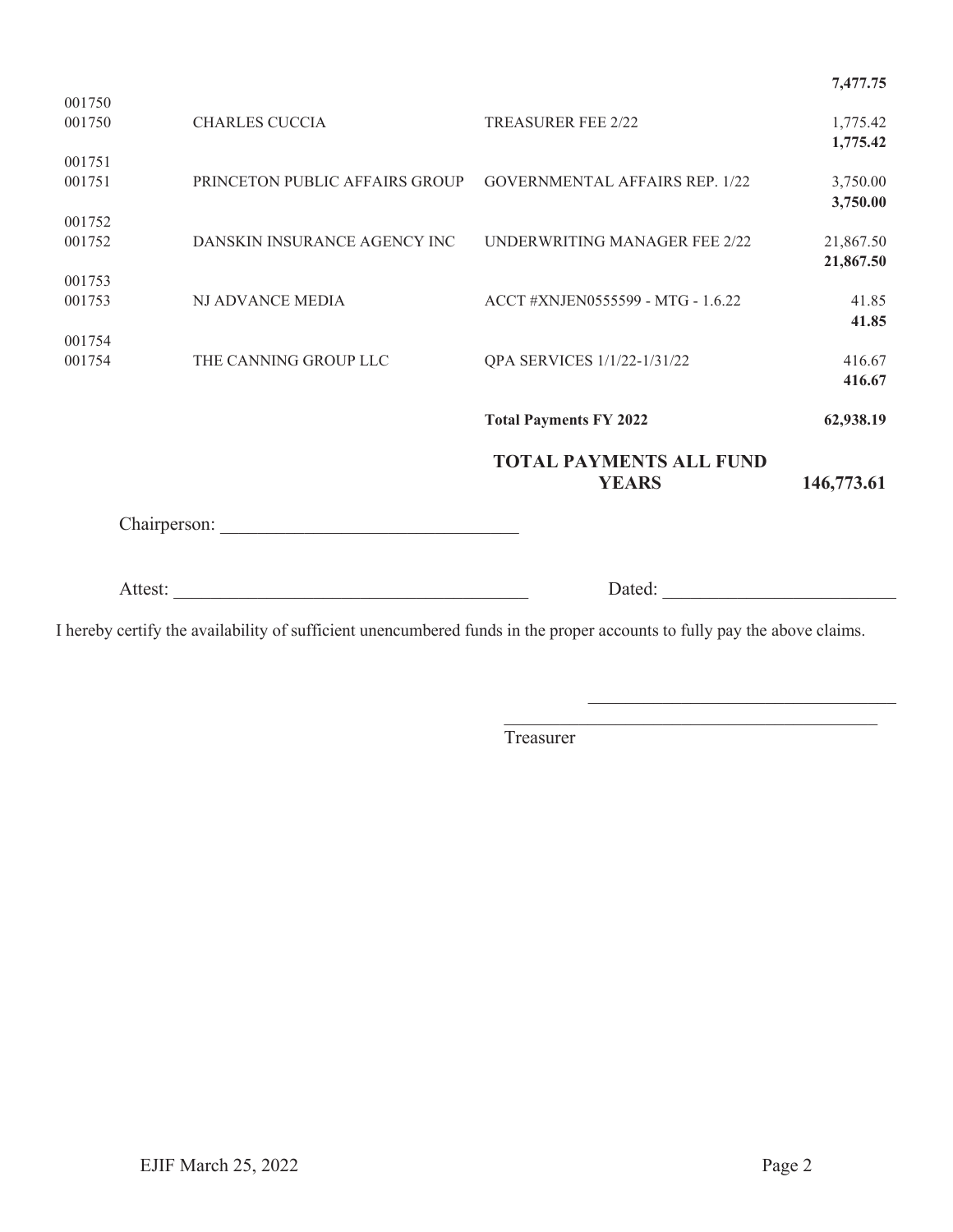| | | | |
|---|---|---|---|
| | | | **7,477.75** |
| 001750 | | | |
| 001750 | CHARLES CUCCIA | TREASURER FEE 2/22 | 1,775.42 |
| | | | **1,775.42** |
| 001751 | | | |
| 001751 | PRINCETON PUBLIC AFFAIRS GROUP | GOVERNMENTAL AFFAIRS REP. 1/22 | 3,750.00 |
| | | | **3,750.00** |
| 001752 | | | |
| 001752 | DANSKIN INSURANCE AGENCY INC | UNDERWRITING MANAGER FEE 2/22 | 21,867.50 |
| | | | **21,867.50** |
| 001753 | | | |
| 001753 | NJ ADVANCE MEDIA | ACCT #XNJEN0555599 - MTG - 1.6.22 | 41.85 |
| | | | **41.85** |
| 001754 | | | |
| 001754 | THE CANNING GROUP LLC | QPA SERVICES 1/1/22-1/31/22 | 416.67 |
| | | | **416.67** |
| | | **Total Payments FY 2022** | **62,938.19** |
| | | **TOTAL PAYMENTS ALL FUND YEARS** | **146,773.61** |

Chairperson: ________________________________

Attest: ______________________________________ Dated: _________________________

I hereby certify the availability of sufficient unencumbered funds in the proper accounts to fully pay the above claims.

_________________________________________

Treasurer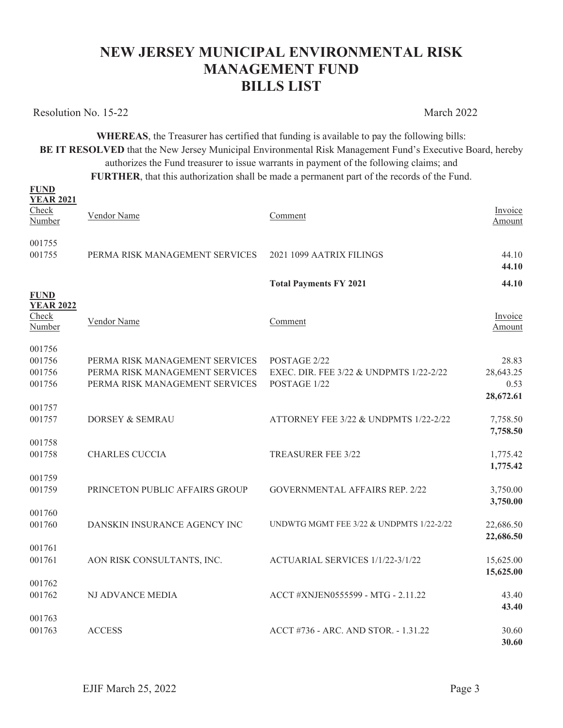# NEW JERSEY MUNICIPAL ENVIRONMENTAL RISK MANAGEMENT FUND
# BILLS LIST

Resolution No. 15-22 March 2022

**WHEREAS**, the Treasurer has certified that funding is available to pay the following bills:
**BE IT RESOLVED** that the New Jersey Municipal Environmental Risk Management Fund's Executive Board, hereby authorizes the Fund treasurer to issue warrants in payment of the following claims; and
**FURTHER**, that this authorization shall be made a permanent part of the records of the Fund.

**FUND YEAR 2021**

| Check Number | Vendor Name | Comment | Invoice Amount |
|---|---|---|---|
| 001755 | | | |
| 001755 | PERMA RISK MANAGEMENT SERVICES | 2021 1099 AATRIX FILINGS | 44.10 |
| | | | **44.10** |
| | | **Total Payments FY 2021** | **44.10** |

**FUND YEAR 2022**

| Check Number | Vendor Name | Comment | Invoice Amount |
|---|---|---|---|
| 001756 | | | |
| 001756 | PERMA RISK MANAGEMENT SERVICES | POSTAGE 2/22 | 28.83 |
| 001756 | PERMA RISK MANAGEMENT SERVICES | EXEC. DIR. FEE 3/22 & UNDPMTS 1/22-2/22 | 28,643.25 |
| 001756 | PERMA RISK MANAGEMENT SERVICES | POSTAGE 1/22 | 0.53 |
| | | | **28,672.61** |
| 001757 | | | |
| 001757 | DORSEY & SEMRAU | ATTORNEY FEE 3/22 & UNDPMTS 1/22-2/22 | 7,758.50 |
| | | | **7,758.50** |
| 001758 | | | |
| 001758 | CHARLES CUCCIA | TREASURER FEE 3/22 | 1,775.42 |
| | | | **1,775.42** |
| 001759 | | | |
| 001759 | PRINCETON PUBLIC AFFAIRS GROUP | GOVERNMENTAL AFFAIRS REP. 2/22 | 3,750.00 |
| | | | **3,750.00** |
| 001760 | | | |
| 001760 | DANSKIN INSURANCE AGENCY INC | UNDWTG MGMT FEE 3/22 & UNDPMTS 1/22-2/22 | 22,686.50 |
| | | | **22,686.50** |
| 001761 | | | |
| 001761 | AON RISK CONSULTANTS, INC. | ACTUARIAL SERVICES 1/1/22-3/1/22 | 15,625.00 |
| | | | **15,625.00** |
| 001762 | | | |
| 001762 | NJ ADVANCE MEDIA | ACCT #XNJEN0555599 - MTG - 2.11.22 | 43.40 |
| | | | **43.40** |
| 001763 | | | |
| 001763 | ACCESS | ACCT #736 - ARC. AND STOR. - 1.31.22 | 30.60 |
| | | | **30.60** |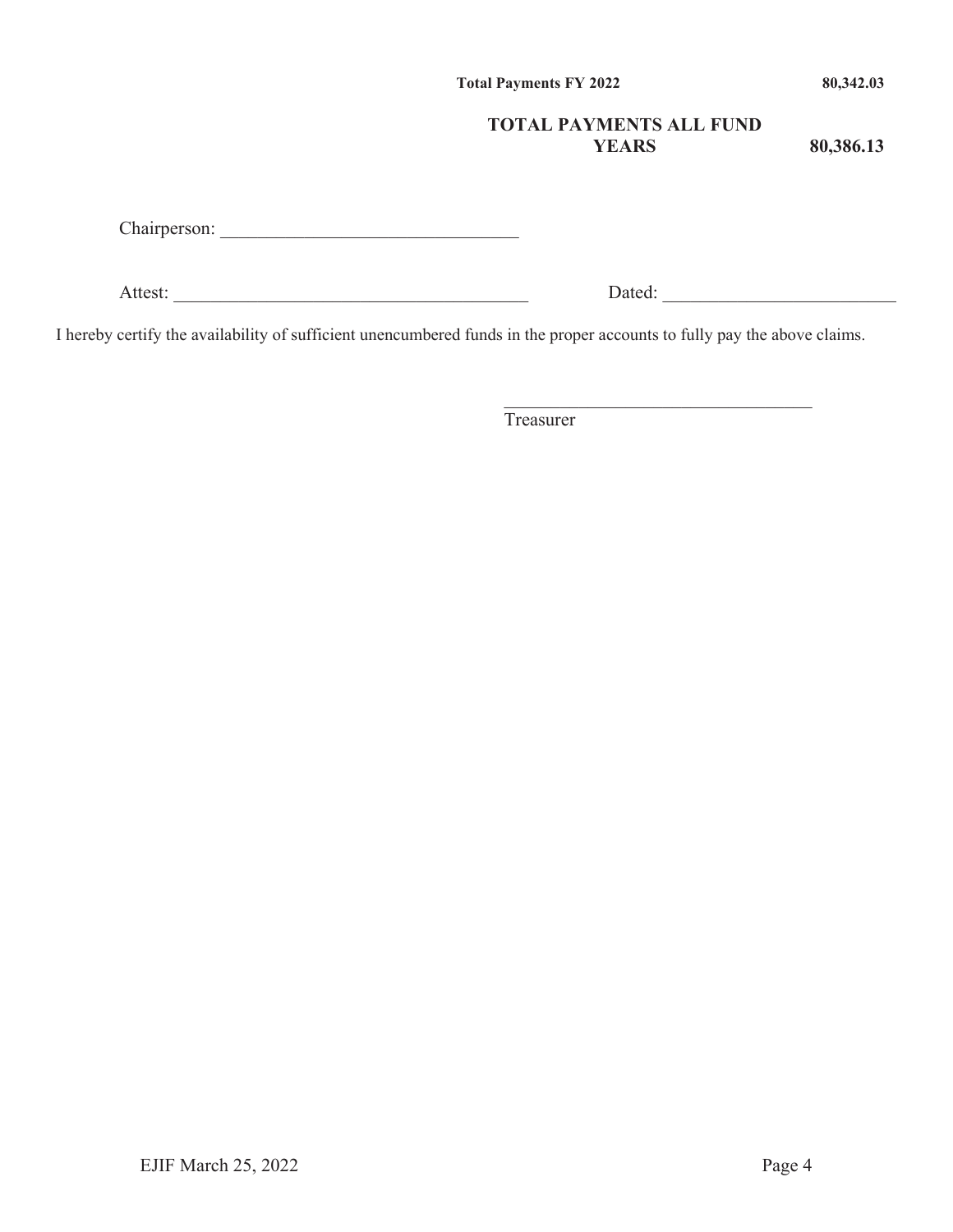| | |
|---|---|
| **Total Payments FY 2022** | **80,342.03** |
| **TOTAL PAYMENTS ALL FUND YEARS** | **80,386.13** |

Chairperson: ________________________________

Attest: ______________________________________ Dated: _________________________

I hereby certify the availability of sufficient unencumbered funds in the proper accounts to fully pay the above claims.

__________________________________
Treasurer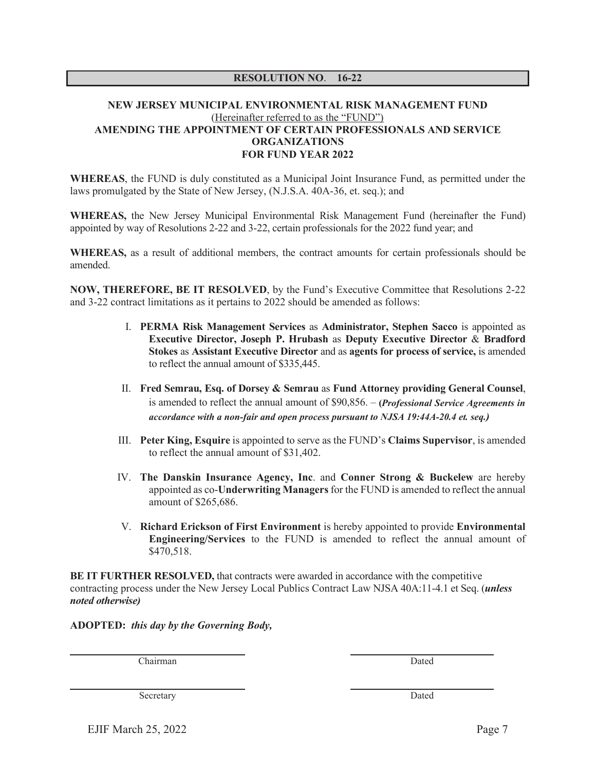## RESOLUTION NO. 16-22

**NEW JERSEY MUNICIPAL ENVIRONMENTAL RISK MANAGEMENT FUND**
(Hereinafter referred to as the "FUND")
**AMENDING THE APPOINTMENT OF CERTAIN PROFESSIONALS AND SERVICE ORGANIZATIONS**
**FOR FUND YEAR 2022**

**WHEREAS**, the FUND is duly constituted as a Municipal Joint Insurance Fund, as permitted under the laws promulgated by the State of New Jersey, (N.J.S.A. 40A-36, et. seq.); and

**WHEREAS,** the New Jersey Municipal Environmental Risk Management Fund (hereinafter the Fund) appointed by way of Resolutions 2-22 and 3-22, certain professionals for the 2022 fund year; and

**WHEREAS,** as a result of additional members, the contract amounts for certain professionals should be amended.

**NOW, THEREFORE, BE IT RESOLVED**, by the Fund's Executive Committee that Resolutions 2-22 and 3-22 contract limitations as it pertains to 2022 should be amended as follows:

I. **PERMA Risk Management Services** as **Administrator, Stephen Sacco** is appointed as **Executive Director, Joseph P. Hrubash** as **Deputy Executive Director** & **Bradford Stokes** as **Assistant Executive Director** and as **agents for process of service,** is amended to reflect the annual amount of $335,445.

II. **Fred Semrau, Esq. of Dorsey & Semrau** as **Fund Attorney providing General Counsel**, is amended to reflect the annual amount of $90,856. – **(*Professional Service Agreements in accordance with a non-fair and open process pursuant to NJSA 19:44A-20.4 et. seq.)***

III. **Peter King, Esquire** is appointed to serve as the FUND's **Claims Supervisor**, is amended to reflect the annual amount of $31,402.

IV. **The Danskin Insurance Agency, Inc**. and **Conner Strong & Buckelew** are hereby appointed as co-**Underwriting Managers** for the FUND is amended to reflect the annual amount of $265,686.

V. **Richard Erickson of First Environment** is hereby appointed to provide **Environmental Engineering/Services** to the FUND is amended to reflect the annual amount of $470,518.

**BE IT FURTHER RESOLVED,** that contracts were awarded in accordance with the competitive contracting process under the New Jersey Local Publics Contract Law NJSA 40A:11-4.1 et Seq. (***unless noted otherwise)***

**ADOPTED:** ***this day by the Governing Body,***

Chairman Dated

Secretary Dated

EJIF March 25, 2022